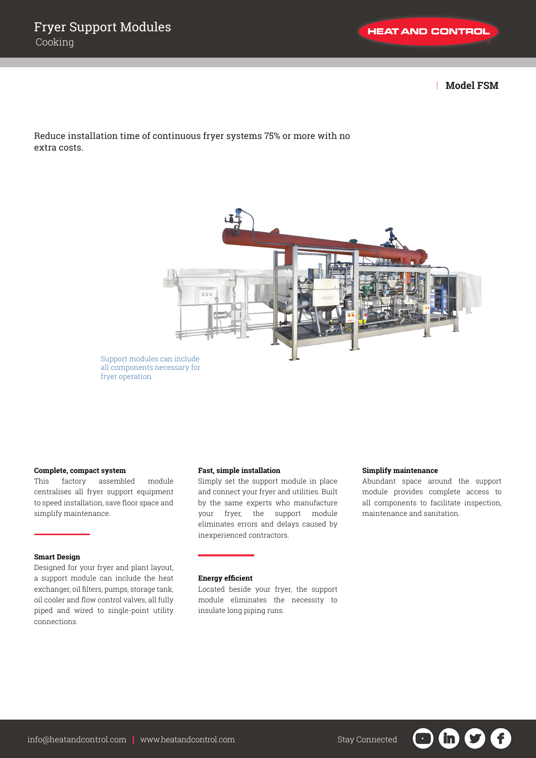# Fryer Support Modules

Cooking

**Model FSM**

Reduce installation time of continuous fryer systems 75% or more with no extra costs.

Support modules can include all components necessary for fryer operation.

**Complete, compact system**

This factory assembled module centralises all fryer support equipment to speed installation, save floor space and simplify maintenance.

**Smart Design**

Designed for your fryer and plant layout, a support module can include the heat exchanger, oil filters, pumps, storage tank, oil cooler and flow control valves, all fully piped and wired to single-point utility connections.

**Fast, simple installation**

Simply set the support module in place and connect your fryer and utilities. Built by the same experts who manufacture your fryer, the support module eliminates errors and delays caused by inexperienced contractors.

**Energy efficient**

Located beside your fryer, the support module eliminates the necessity to insulate long piping runs.

**Simplify maintenance**

Abundant space around the support module provides complete access to all components to facilitate inspection, maintenance and sanitation.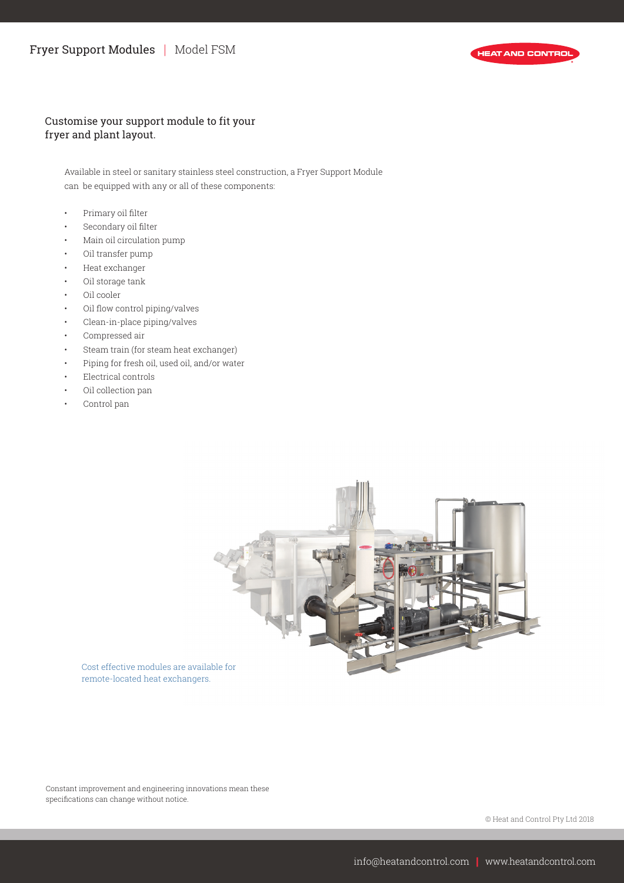## Customise your support module to fit your fryer and plant layout.

Available in steel or sanitary stainless steel construction, a Fryer Support Module can be equipped with any or all of these components:

- Primary oil filter
- Secondary oil filter
- Main oil circulation pump
- Oil transfer pump
- Heat exchanger
- Oil storage tank
- Oil cooler
- Oil flow control piping/valves
- Clean-in-place piping/valves
- Compressed air
- Steam train (for steam heat exchanger)
- Piping for fresh oil, used oil, and/or water
- Electrical controls
- Oil collection pan
- Control pan

Cost effective modules are available for remote-located heat exchangers.

Constant improvement and engineering innovations mean these specifications can change without notice.

© Heat and Control Pty Ltd 2018

info@heatandcontrol.com | www.heatandcontrol.com